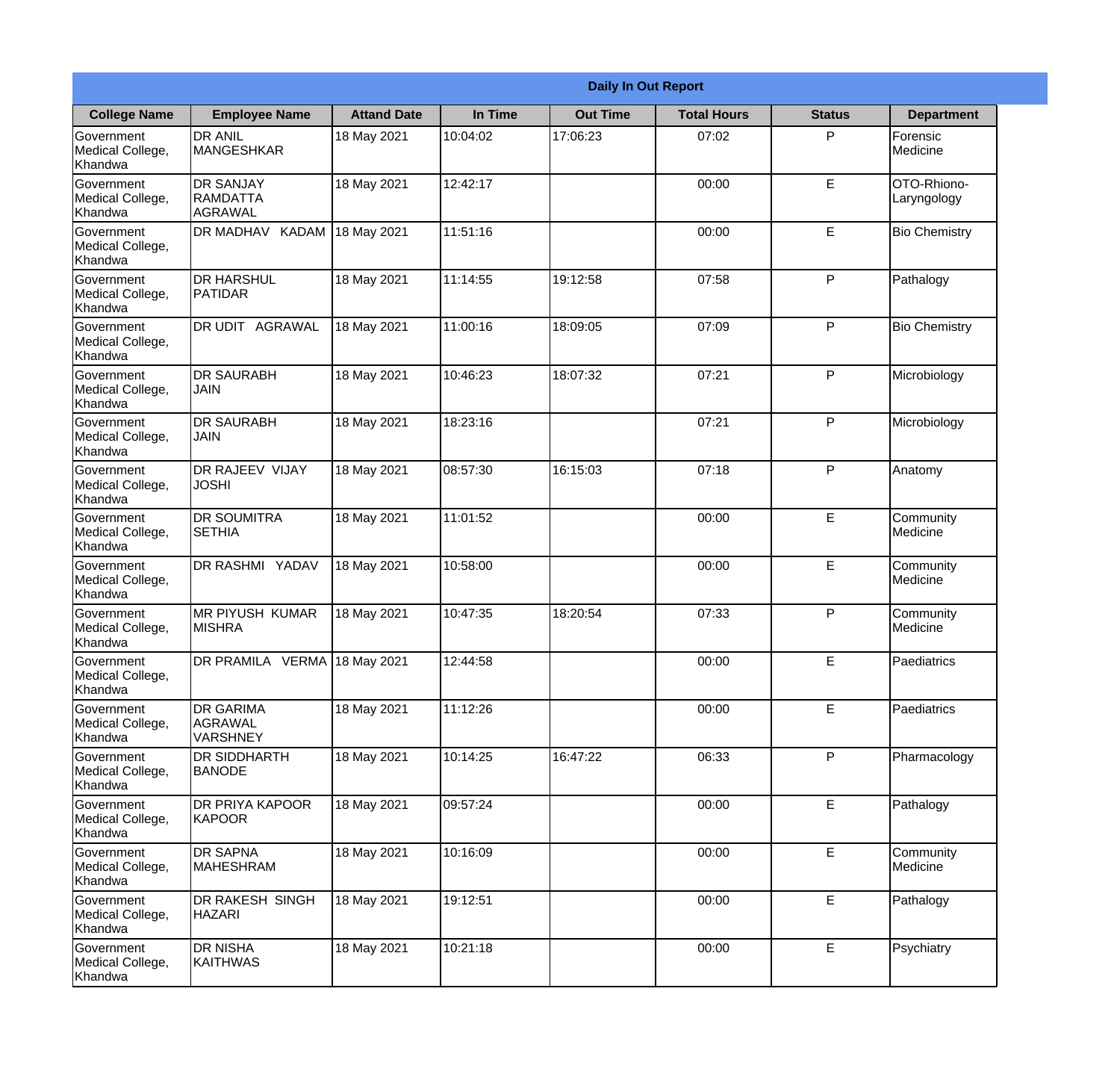| Daily In Out Report | | | | | | | |
|---|---|---|---|---|---|---|---|
| **College Name** | **Employee Name** | **Attand Date** | **In Time** | **Out Time** | **Total Hours** | **Status** | **Department** |
| Government Medical College, Khandwa | DR ANIL MANGESHKAR | 18 May 2021 | 10:04:02 | 17:06:23 | 07:02 | P | Forensic Medicine |
| Government Medical College, Khandwa | DR SANJAY RAMDATTA AGRAWAL | 18 May 2021 | 12:42:17 | | 00:00 | E | OTO-Rhiono-Laryngology |
| Government Medical College, Khandwa | DR MADHAV KADAM | 18 May 2021 | 11:51:16 | | 00:00 | E | Bio Chemistry |
| Government Medical College, Khandwa | DR HARSHUL PATIDAR | 18 May 2021 | 11:14:55 | 19:12:58 | 07:58 | P | Pathalogy |
| Government Medical College, Khandwa | DR UDIT AGRAWAL | 18 May 2021 | 11:00:16 | 18:09:05 | 07:09 | P | Bio Chemistry |
| Government Medical College, Khandwa | DR SAURABH JAIN | 18 May 2021 | 10:46:23 | 18:07:32 | 07:21 | P | Microbiology |
| Government Medical College, Khandwa | DR SAURABH JAIN | 18 May 2021 | 18:23:16 | | 07:21 | P | Microbiology |
| Government Medical College, Khandwa | DR RAJEEV VIJAY JOSHI | 18 May 2021 | 08:57:30 | 16:15:03 | 07:18 | P | Anatomy |
| Government Medical College, Khandwa | DR SOUMITRA SETHIA | 18 May 2021 | 11:01:52 | | 00:00 | E | Community Medicine |
| Government Medical College, Khandwa | DR RASHMI YADAV | 18 May 2021 | 10:58:00 | | 00:00 | E | Community Medicine |
| Government Medical College, Khandwa | MR PIYUSH KUMAR MISHRA | 18 May 2021 | 10:47:35 | 18:20:54 | 07:33 | P | Community Medicine |
| Government Medical College, Khandwa | DR PRAMILA VERMA | 18 May 2021 | 12:44:58 | | 00:00 | E | Paediatrics |
| Government Medical College, Khandwa | DR GARIMA AGRAWAL VARSHNEY | 18 May 2021 | 11:12:26 | | 00:00 | E | Paediatrics |
| Government Medical College, Khandwa | DR SIDDHARTH BANODE | 18 May 2021 | 10:14:25 | 16:47:22 | 06:33 | P | Pharmacology |
| Government Medical College, Khandwa | DR PRIYA KAPOOR KAPOOR | 18 May 2021 | 09:57:24 | | 00:00 | E | Pathalogy |
| Government Medical College, Khandwa | DR SAPNA MAHESHRAM | 18 May 2021 | 10:16:09 | | 00:00 | E | Community Medicine |
| Government Medical College, Khandwa | DR RAKESH SINGH HAZARI | 18 May 2021 | 19:12:51 | | 00:00 | E | Pathalogy |
| Government Medical College, Khandwa | DR NISHA KAITHWAS | 18 May 2021 | 10:21:18 | | 00:00 | E | Psychiatry |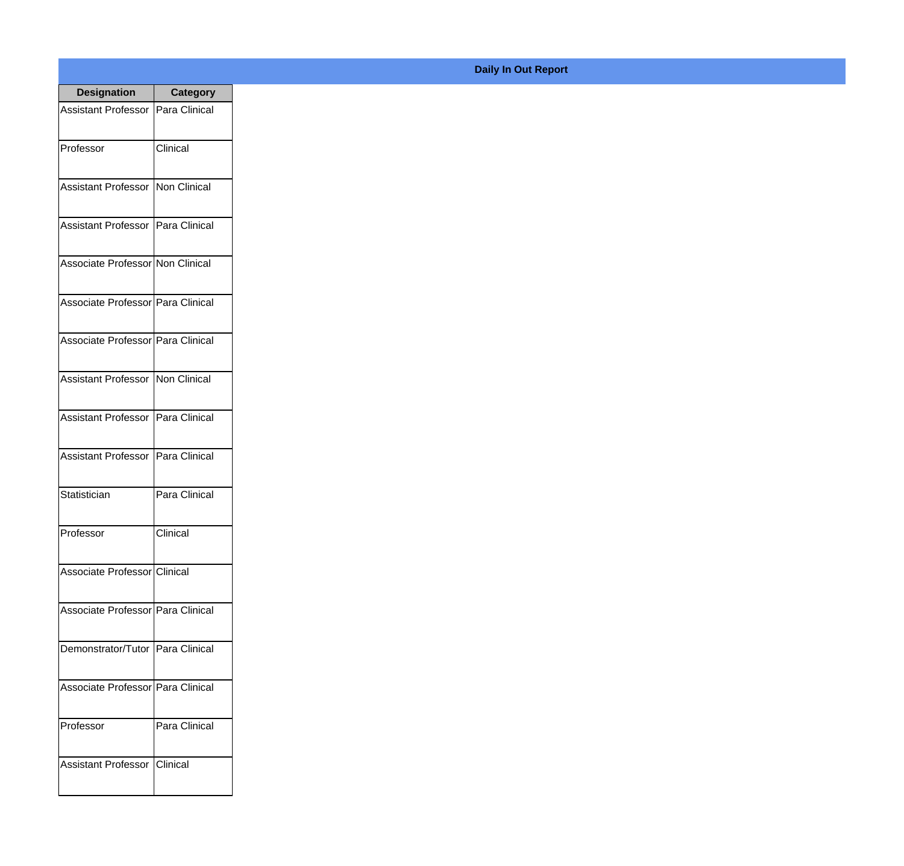## Daily In Out Report

| Designation | Category |
|---|---|
| Assistant Professor | Para Clinical |
| Professor | Clinical |
| Assistant Professor | Non Clinical |
| Assistant Professor | Para Clinical |
| Associate Professor | Non Clinical |
| Associate Professor | Para Clinical |
| Associate Professor | Para Clinical |
| Assistant Professor | Non Clinical |
| Assistant Professor | Para Clinical |
| Assistant Professor | Para Clinical |
| Statistician | Para Clinical |
| Professor | Clinical |
| Associate Professor | Clinical |
| Associate Professor | Para Clinical |
| Demonstrator/Tutor | Para Clinical |
| Associate Professor | Para Clinical |
| Professor | Para Clinical |
| Assistant Professor | Clinical |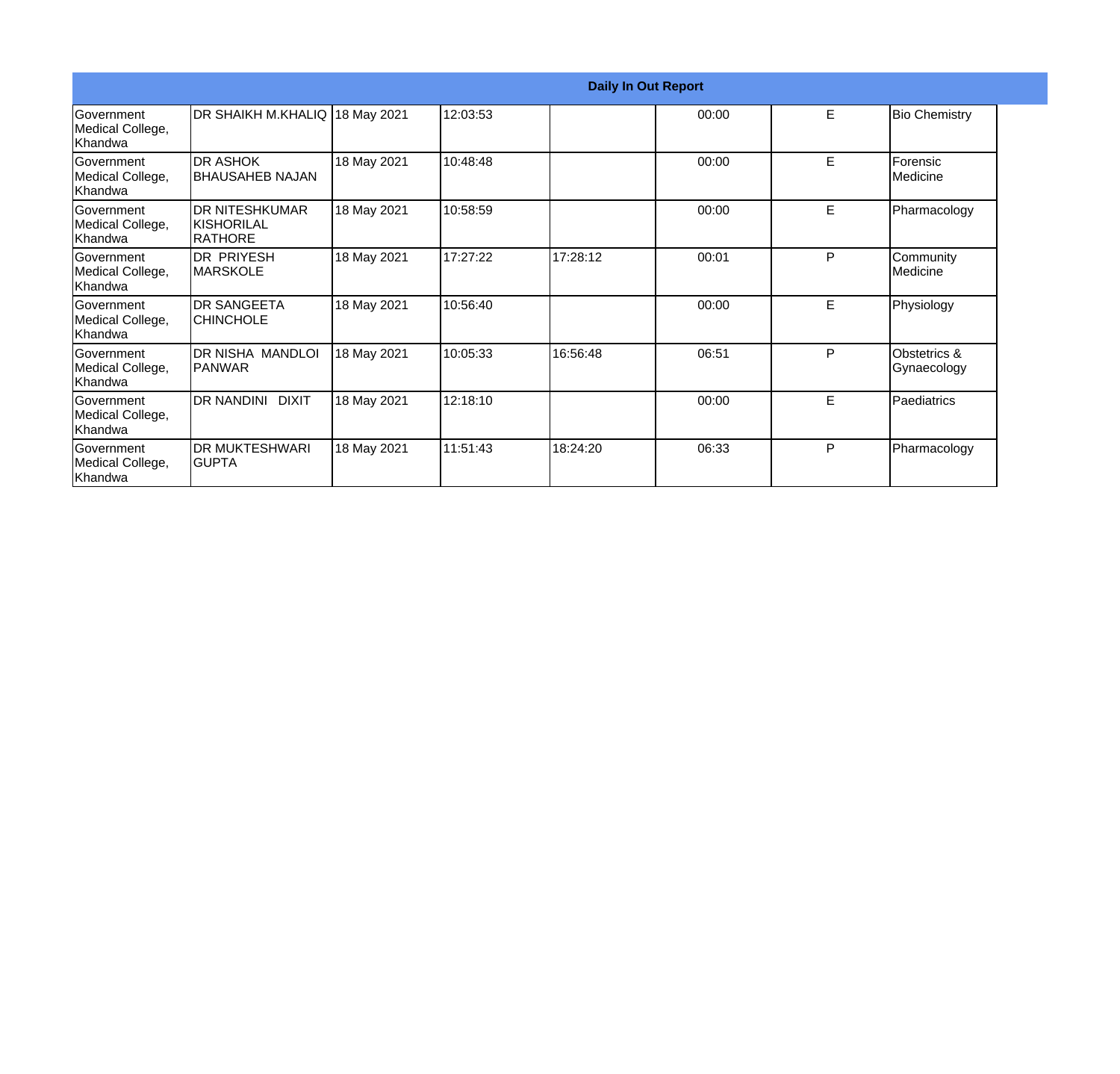| Daily In Out Report | | | | | | | |
|---|---|---|---|---|---|---|---|
| Government Medical College, Khandwa | DR SHAIKH M.KHALIQ | 18 May 2021 | 12:03:53 | | 00:00 | E | Bio Chemistry |
| Government Medical College, Khandwa | DR ASHOK BHAUSAHEB NAJAN | 18 May 2021 | 10:48:48 | | 00:00 | E | Forensic Medicine |
| Government Medical College, Khandwa | DR NITESHKUMAR KISHORILAL RATHORE | 18 May 2021 | 10:58:59 | | 00:00 | E | Pharmacology |
| Government Medical College, Khandwa | DR PRIYESH MARSKOLE | 18 May 2021 | 17:27:22 | 17:28:12 | 00:01 | P | Community Medicine |
| Government Medical College, Khandwa | DR SANGEETA CHINCHOLE | 18 May 2021 | 10:56:40 | | 00:00 | E | Physiology |
| Government Medical College, Khandwa | DR NISHA MANDLOI PANWAR | 18 May 2021 | 10:05:33 | 16:56:48 | 06:51 | P | Obstetrics & Gynaecology |
| Government Medical College, Khandwa | DR NANDINI DIXIT | 18 May 2021 | 12:18:10 | | 00:00 | E | Paediatrics |
| Government Medical College, Khandwa | DR MUKTESHWARI GUPTA | 18 May 2021 | 11:51:43 | 18:24:20 | 06:33 | P | Pharmacology |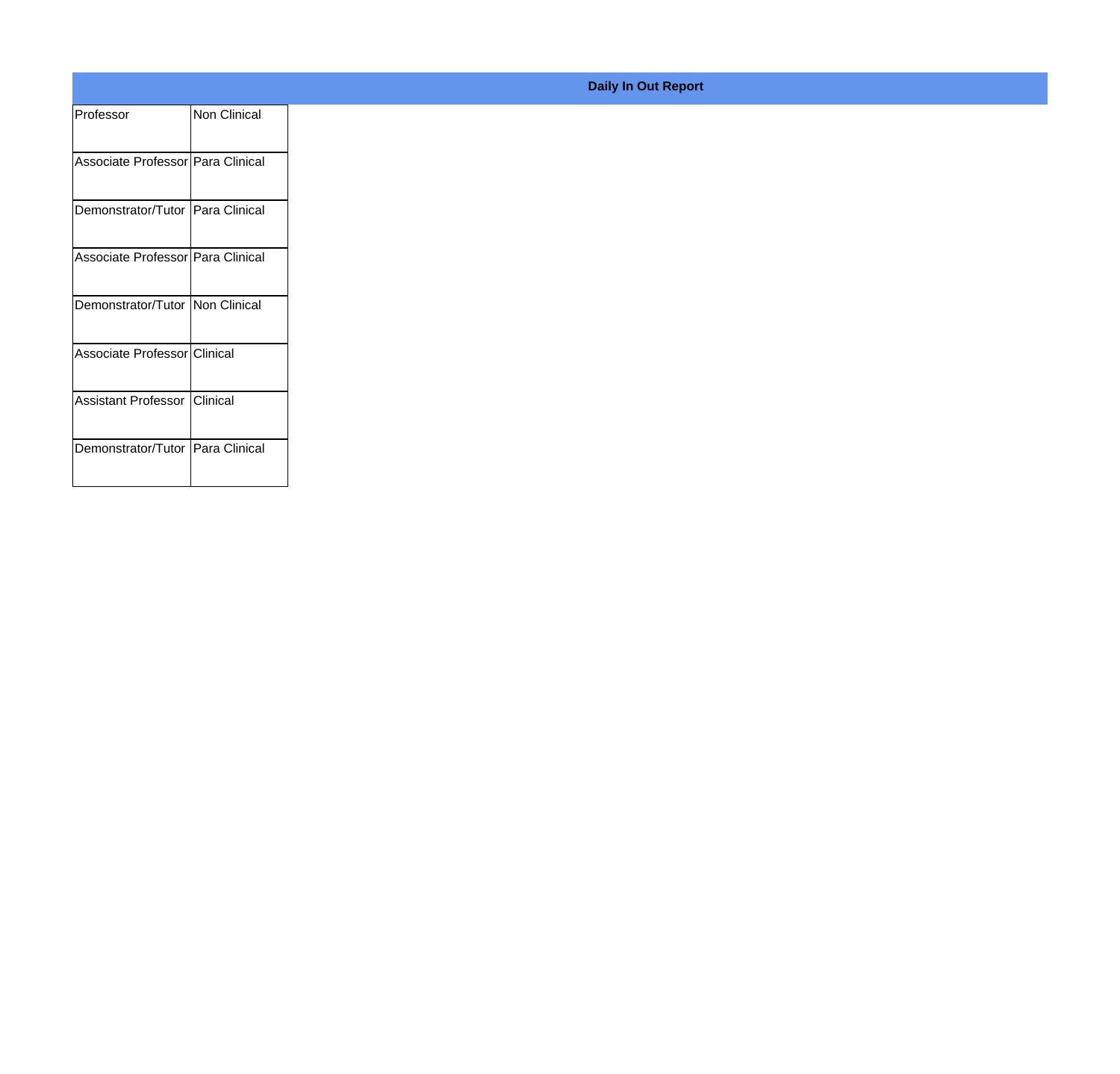**Daily In Out Report**

| | |
|---|---|
| Professor | Non Clinical |
| Associate Professor | Para Clinical |
| Demonstrator/Tutor | Para Clinical |
| Associate Professor | Para Clinical |
| Demonstrator/Tutor | Non Clinical |
| Associate Professor | Clinical |
| Assistant Professor | Clinical |
| Demonstrator/Tutor | Para Clinical |